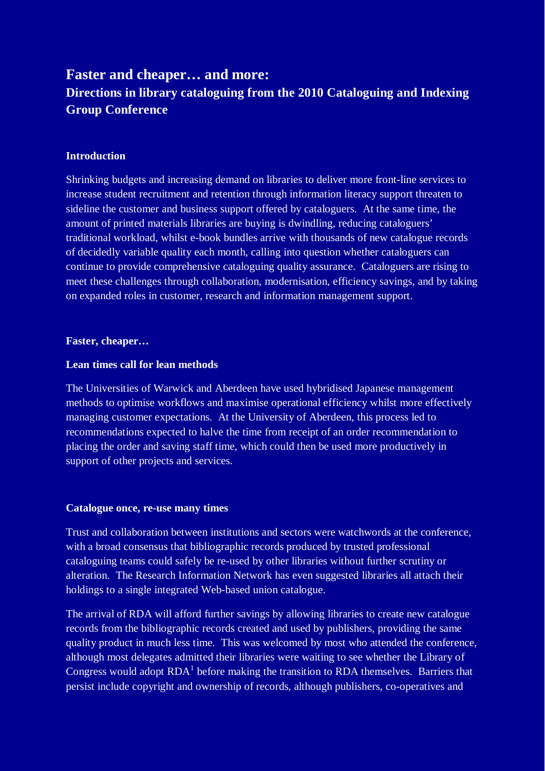# Faster and cheaper… and more:

## Directions in library cataloguing from the 2010 Cataloguing and Indexing Group Conference

### Introduction

Shrinking budgets and increasing demand on libraries to deliver more front-line services to increase student recruitment and retention through information literacy support threaten to sideline the customer and business support offered by cataloguers. At the same time, the amount of printed materials libraries are buying is dwindling, reducing cataloguers' traditional workload, whilst e-book bundles arrive with thousands of new catalogue records of decidedly variable quality each month, calling into question whether cataloguers can continue to provide comprehensive cataloguing quality assurance. Cataloguers are rising to meet these challenges through collaboration, modernisation, efficiency savings, and by taking on expanded roles in customer, research and information management support.

### Faster, cheaper…

### Lean times call for lean methods

The Universities of Warwick and Aberdeen have used hybridised Japanese management methods to optimise workflows and maximise operational efficiency whilst more effectively managing customer expectations. At the University of Aberdeen, this process led to recommendations expected to halve the time from receipt of an order recommendation to placing the order and saving staff time, which could then be used more productively in support of other projects and services.

### Catalogue once, re-use many times

Trust and collaboration between institutions and sectors were watchwords at the conference, with a broad consensus that bibliographic records produced by trusted professional cataloguing teams could safely be re-used by other libraries without further scrutiny or alteration. The Research Information Network has even suggested libraries all attach their holdings to a single integrated Web-based union catalogue.

The arrival of RDA will afford further savings by allowing libraries to create new catalogue records from the bibliographic records created and used by publishers, providing the same quality product in much less time. This was welcomed by most who attended the conference, although most delegates admitted their libraries were waiting to see whether the Library of Congress would adopt RDA[1] before making the transition to RDA themselves. Barriers that persist include copyright and ownership of records, although publishers, co-operatives and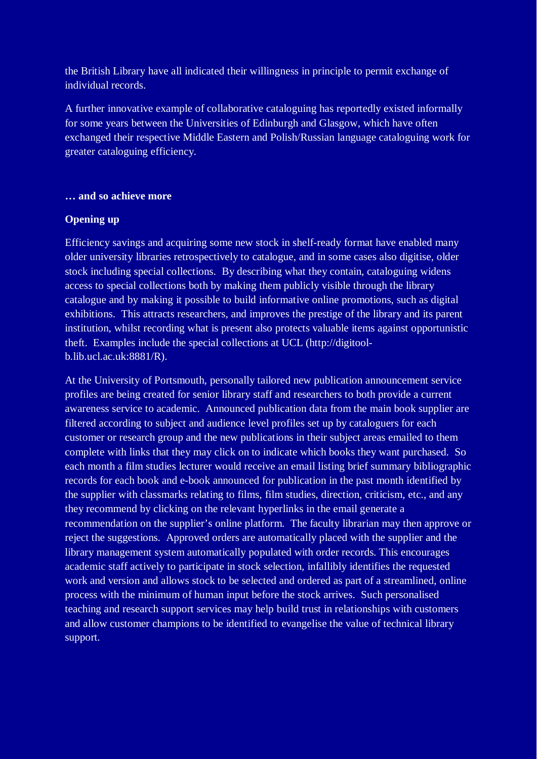the British Library have all indicated their willingness in principle to permit exchange of individual records.

A further innovative example of collaborative cataloguing has reportedly existed informally for some years between the Universities of Edinburgh and Glasgow, which have often exchanged their respective Middle Eastern and Polish/Russian language cataloguing work for greater cataloguing efficiency.

**… and so achieve more**

**Opening up**

Efficiency savings and acquiring some new stock in shelf-ready format have enabled many older university libraries retrospectively to catalogue, and in some cases also digitise, older stock including special collections. By describing what they contain, cataloguing widens access to special collections both by making them publicly visible through the library catalogue and by making it possible to build informative online promotions, such as digital exhibitions. This attracts researchers, and improves the prestige of the library and its parent institution, whilst recording what is present also protects valuable items against opportunistic theft. Examples include the special collections at UCL (http://digitool-b.lib.ucl.ac.uk:8881/R).

At the University of Portsmouth, personally tailored new publication announcement service profiles are being created for senior library staff and researchers to both provide a current awareness service to academic. Announced publication data from the main book supplier are filtered according to subject and audience level profiles set up by cataloguers for each customer or research group and the new publications in their subject areas emailed to them complete with links that they may click on to indicate which books they want purchased. So each month a film studies lecturer would receive an email listing brief summary bibliographic records for each book and e-book announced for publication in the past month identified by the supplier with classmarks relating to films, film studies, direction, criticism, etc., and any they recommend by clicking on the relevant hyperlinks in the email generate a recommendation on the supplier's online platform. The faculty librarian may then approve or reject the suggestions. Approved orders are automatically placed with the supplier and the library management system automatically populated with order records. This encourages academic staff actively to participate in stock selection, infallibly identifies the requested work and version and allows stock to be selected and ordered as part of a streamlined, online process with the minimum of human input before the stock arrives. Such personalised teaching and research support services may help build trust in relationships with customers and allow customer champions to be identified to evangelise the value of technical library support.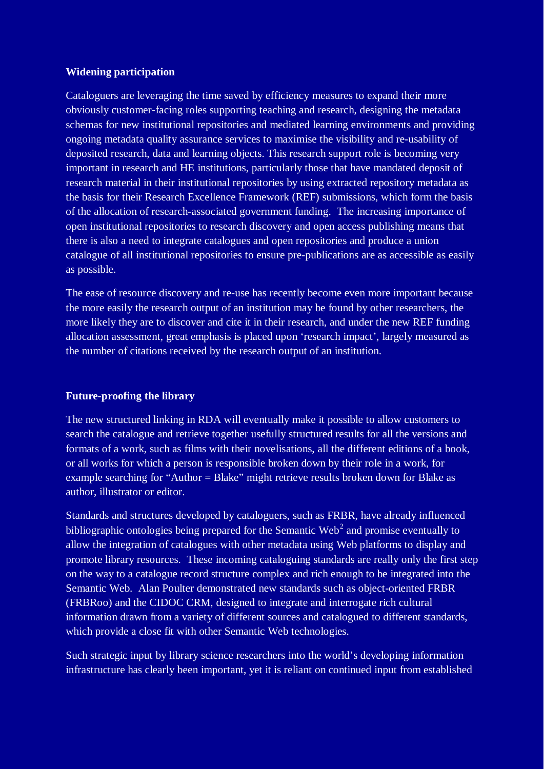**Widening participation**

Cataloguers are leveraging the time saved by efficiency measures to expand their more obviously customer-facing roles supporting teaching and research, designing the metadata schemas for new institutional repositories and mediated learning environments and providing ongoing metadata quality assurance services to maximise the visibility and re-usability of deposited research, data and learning objects. This research support role is becoming very important in research and HE institutions, particularly those that have mandated deposit of research material in their institutional repositories by using extracted repository metadata as the basis for their Research Excellence Framework (REF) submissions, which form the basis of the allocation of research-associated government funding. The increasing importance of open institutional repositories to research discovery and open access publishing means that there is also a need to integrate catalogues and open repositories and produce a union catalogue of all institutional repositories to ensure pre-publications are as accessible as easily as possible.

The ease of resource discovery and re-use has recently become even more important because the more easily the research output of an institution may be found by other researchers, the more likely they are to discover and cite it in their research, and under the new REF funding allocation assessment, great emphasis is placed upon ‘research impact’, largely measured as the number of citations received by the research output of an institution.

**Future-proofing the library**

The new structured linking in RDA will eventually make it possible to allow customers to search the catalogue and retrieve together usefully structured results for all the versions and formats of a work, such as films with their novelisations, all the different editions of a book, or all works for which a person is responsible broken down by their role in a work, for example searching for “Author = Blake” might retrieve results broken down for Blake as author, illustrator or editor.

Standards and structures developed by cataloguers, such as FRBR, have already influenced bibliographic ontologies being prepared for the Semantic Web[2] and promise eventually to allow the integration of catalogues with other metadata using Web platforms to display and promote library resources. These incoming cataloguing standards are really only the first step on the way to a catalogue record structure complex and rich enough to be integrated into the Semantic Web. Alan Poulter demonstrated new standards such as object-oriented FRBR (FRBRoo) and the CIDOC CRM, designed to integrate and interrogate rich cultural information drawn from a variety of different sources and catalogued to different standards, which provide a close fit with other Semantic Web technologies.

Such strategic input by library science researchers into the world’s developing information infrastructure has clearly been important, yet it is reliant on continued input from established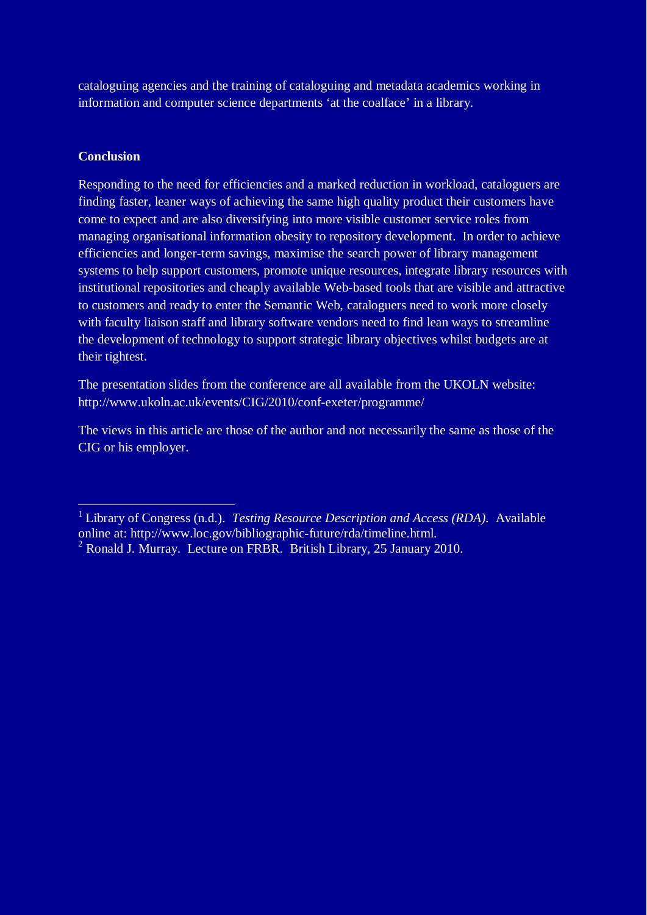cataloguing agencies and the training of cataloguing and metadata academics working in information and computer science departments 'at the coalface' in a library.

**Conclusion**

Responding to the need for efficiencies and a marked reduction in workload, cataloguers are finding faster, leaner ways of achieving the same high quality product their customers have come to expect and are also diversifying into more visible customer service roles from managing organisational information obesity to repository development. In order to achieve efficiencies and longer-term savings, maximise the search power of library management systems to help support customers, promote unique resources, integrate library resources with institutional repositories and cheaply available Web-based tools that are visible and attractive to customers and ready to enter the Semantic Web, cataloguers need to work more closely with faculty liaison staff and library software vendors need to find lean ways to streamline the development of technology to support strategic library objectives whilst budgets are at their tightest.

The presentation slides from the conference are all available from the UKOLN website: http://www.ukoln.ac.uk/events/CIG/2010/conf-exeter/programme/

The views in this article are those of the author and not necessarily the same as those of the CIG or his employer.

---

[1] Library of Congress (n.d.). *Testing Resource Description and Access (RDA).* Available online at: http://www.loc.gov/bibliographic-future/rda/timeline.html.

[2] Ronald J. Murray. Lecture on FRBR. British Library, 25 January 2010.